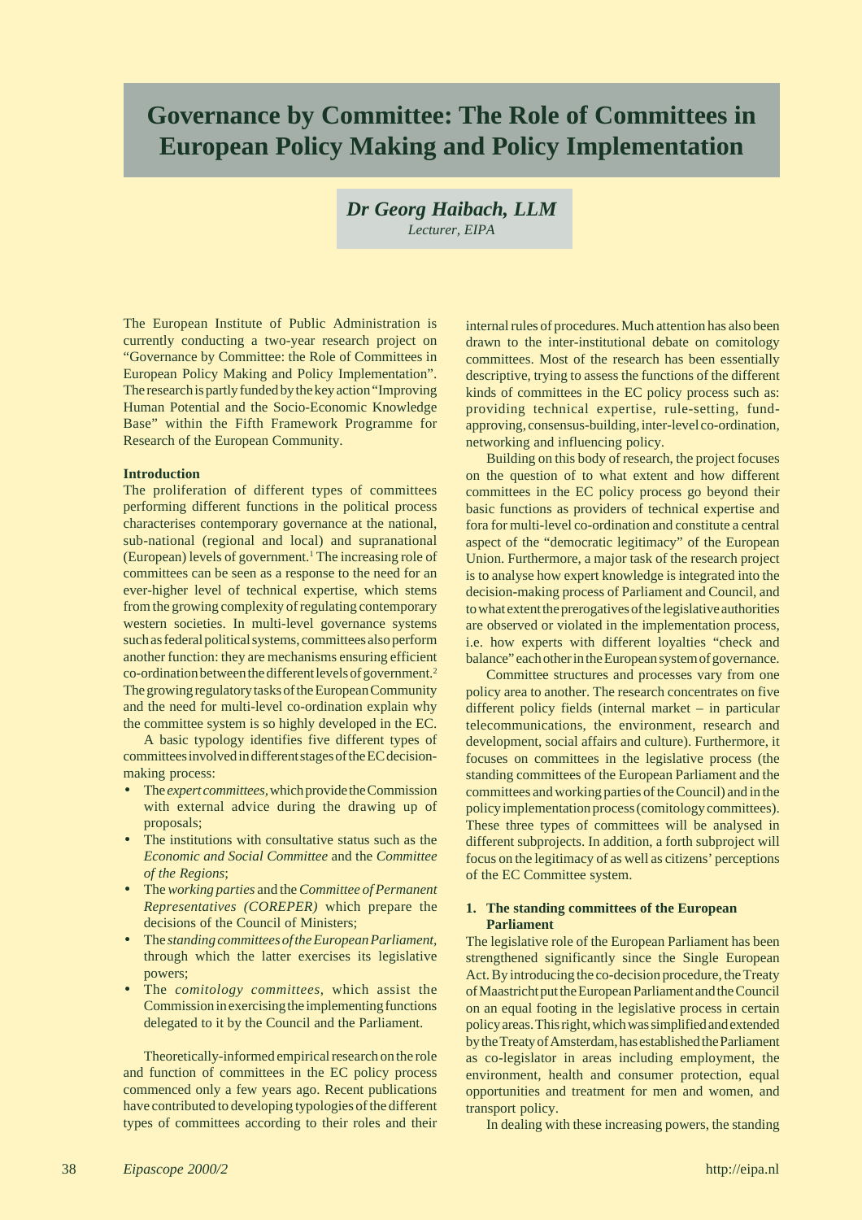# Governance by Committee: The Role of Committees in European Policy Making and Policy Implementation

***Dr Georg Haibach, LLM***
*Lecturer, EIPA*

The European Institute of Public Administration is currently conducting a two-year research project on "Governance by Committee: the Role of Committees in European Policy Making and Policy Implementation". The research is partly funded by the key action "Improving Human Potential and the Socio-Economic Knowledge Base" within the Fifth Framework Programme for Research of the European Community.

**Introduction**

The proliferation of different types of committees performing different functions in the political process characterises contemporary governance at the national, sub-national (regional and local) and supranational (European) levels of government.[1] The increasing role of committees can be seen as a response to the need for an ever-higher level of technical expertise, which stems from the growing complexity of regulating contemporary western societies. In multi-level governance systems such as federal political systems, committees also perform another function: they are mechanisms ensuring efficient co-ordination between the different levels of government.[2] The growing regulatory tasks of the European Community and the need for multi-level co-ordination explain why the committee system is so highly developed in the EC.

A basic typology identifies five different types of committees involved in different stages of the EC decision-making process:

- The *expert committees*, which provide the Commission with external advice during the drawing up of proposals;
- The institutions with consultative status such as the *Economic and Social Committee* and the *Committee of the Regions*;
- The *working parties* and the *Committee of Permanent Representatives (COREPER)* which prepare the decisions of the Council of Ministers;
- The *standing committees of the European Parliament*, through which the latter exercises its legislative powers;
- The *comitology committees*, which assist the Commission in exercising the implementing functions delegated to it by the Council and the Parliament.

Theoretically-informed empirical research on the role and function of committees in the EC policy process commenced only a few years ago. Recent publications have contributed to developing typologies of the different types of committees according to their roles and their internal rules of procedures. Much attention has also been drawn to the inter-institutional debate on comitology committees. Most of the research has been essentially descriptive, trying to assess the functions of the different kinds of committees in the EC policy process such as: providing technical expertise, rule-setting, fund-approving, consensus-building, inter-level co-ordination, networking and influencing policy.

Building on this body of research, the project focuses on the question of to what extent and how different committees in the EC policy process go beyond their basic functions as providers of technical expertise and fora for multi-level co-ordination and constitute a central aspect of the "democratic legitimacy" of the European Union. Furthermore, a major task of the research project is to analyse how expert knowledge is integrated into the decision-making process of Parliament and Council, and to what extent the prerogatives of the legislative authorities are observed or violated in the implementation process, i.e. how experts with different loyalties "check and balance" each other in the European system of governance.

Committee structures and processes vary from one policy area to another. The research concentrates on five different policy fields (internal market – in particular telecommunications, the environment, research and development, social affairs and culture). Furthermore, it focuses on committees in the legislative process (the standing committees of the European Parliament and the committees and working parties of the Council) and in the policy implementation process (comitology committees). These three types of committees will be analysed in different subprojects. In addition, a forth subproject will focus on the legitimacy of as well as citizens' perceptions of the EC Committee system.

**1. The standing committees of the European Parliament**

The legislative role of the European Parliament has been strengthened significantly since the Single European Act. By introducing the co-decision procedure, the Treaty of Maastricht put the European Parliament and the Council on an equal footing in the legislative process in certain policy areas. This right, which was simplified and extended by the Treaty of Amsterdam, has established the Parliament as co-legislator in areas including employment, the environment, health and consumer protection, equal opportunities and treatment for men and women, and transport policy.

In dealing with these increasing powers, the standing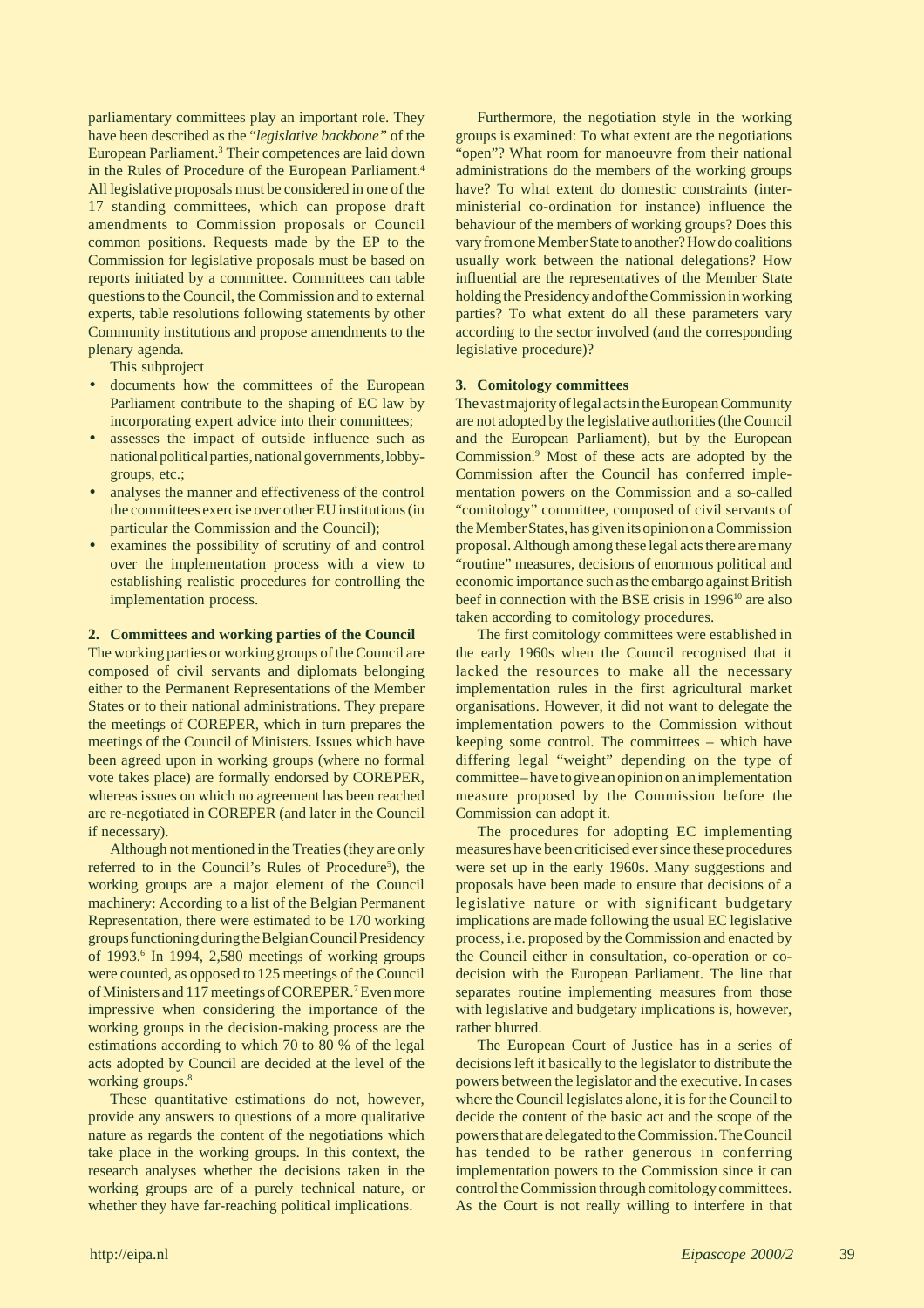parliamentary committees play an important role. They have been described as the "*legislative backbone"* of the European Parliament.[3] Their competences are laid down in the Rules of Procedure of the European Parliament.[4] All legislative proposals must be considered in one of the 17 standing committees, which can propose draft amendments to Commission proposals or Council common positions. Requests made by the EP to the Commission for legislative proposals must be based on reports initiated by a committee. Committees can table questions to the Council, the Commission and to external experts, table resolutions following statements by other Community institutions and propose amendments to the plenary agenda.

This subproject

- documents how the committees of the European Parliament contribute to the shaping of EC law by incorporating expert advice into their committees;
- assesses the impact of outside influence such as national political parties, national governments, lobby-groups, etc.;
- analyses the manner and effectiveness of the control the committees exercise over other EU institutions (in particular the Commission and the Council);
- examines the possibility of scrutiny of and control over the implementation process with a view to establishing realistic procedures for controlling the implementation process.

**2. Committees and working parties of the Council**

The working parties or working groups of the Council are composed of civil servants and diplomats belonging either to the Permanent Representations of the Member States or to their national administrations. They prepare the meetings of COREPER, which in turn prepares the meetings of the Council of Ministers. Issues which have been agreed upon in working groups (where no formal vote takes place) are formally endorsed by COREPER, whereas issues on which no agreement has been reached are re-negotiated in COREPER (and later in the Council if necessary).

Although not mentioned in the Treaties (they are only referred to in the Council's Rules of Procedure[5]), the working groups are a major element of the Council machinery: According to a list of the Belgian Permanent Representation, there were estimated to be 170 working groups functioning during the Belgian Council Presidency of 1993.[6] In 1994, 2,580 meetings of working groups were counted, as opposed to 125 meetings of the Council of Ministers and 117 meetings of COREPER.[7] Even more impressive when considering the importance of the working groups in the decision-making process are the estimations according to which 70 to 80 % of the legal acts adopted by Council are decided at the level of the working groups.[8]

These quantitative estimations do not, however, provide any answers to questions of a more qualitative nature as regards the content of the negotiations which take place in the working groups. In this context, the research analyses whether the decisions taken in the working groups are of a purely technical nature, or whether they have far-reaching political implications.

Furthermore, the negotiation style in the working groups is examined: To what extent are the negotiations "open"? What room for manoeuvre from their national administrations do the members of the working groups have? To what extent do domestic constraints (inter-ministerial co-ordination for instance) influence the behaviour of the members of working groups? Does this vary from one Member State to another? How do coalitions usually work between the national delegations? How influential are the representatives of the Member State holding the Presidency and of the Commission in working parties? To what extent do all these parameters vary according to the sector involved (and the corresponding legislative procedure)?

**3. Comitology committees**

The vast majority of legal acts in the European Community are not adopted by the legislative authorities (the Council and the European Parliament), but by the European Commission.[9] Most of these acts are adopted by the Commission after the Council has conferred implementation powers on the Commission and a so-called "comitology" committee, composed of civil servants of the Member States, has given its opinion on a Commission proposal. Although among these legal acts there are many "routine" measures, decisions of enormous political and economic importance such as the embargo against British beef in connection with the BSE crisis in 1996[10] are also taken according to comitology procedures.

The first comitology committees were established in the early 1960s when the Council recognised that it lacked the resources to make all the necessary implementation rules in the first agricultural market organisations. However, it did not want to delegate the implementation powers to the Commission without keeping some control. The committees – which have differing legal "weight" depending on the type of committee – have to give an opinion on an implementation measure proposed by the Commission before the Commission can adopt it.

The procedures for adopting EC implementing measures have been criticised ever since these procedures were set up in the early 1960s. Many suggestions and proposals have been made to ensure that decisions of a legislative nature or with significant budgetary implications are made following the usual EC legislative process, i.e. proposed by the Commission and enacted by the Council either in consultation, co-operation or co-decision with the European Parliament. The line that separates routine implementing measures from those with legislative and budgetary implications is, however, rather blurred.

The European Court of Justice has in a series of decisions left it basically to the legislator to distribute the powers between the legislator and the executive. In cases where the Council legislates alone, it is for the Council to decide the content of the basic act and the scope of the powers that are delegated to the Commission. The Council has tended to be rather generous in conferring implementation powers to the Commission since it can control the Commission through comitology committees. As the Court is not really willing to interfere in that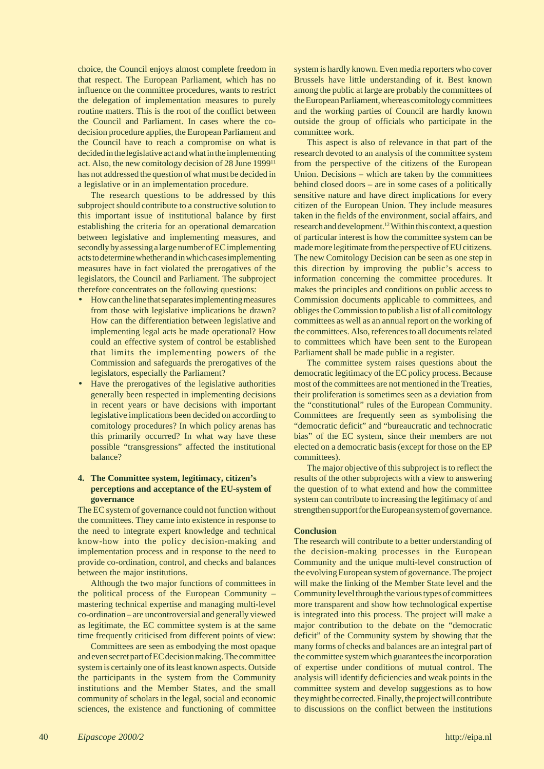choice, the Council enjoys almost complete freedom in that respect. The European Parliament, which has no influence on the committee procedures, wants to restrict the delegation of implementation measures to purely routine matters. This is the root of the conflict between the Council and Parliament. In cases where the co-decision procedure applies, the European Parliament and the Council have to reach a compromise on what is decided in the legislative act and what in the implementing act. Also, the new comitology decision of 28 June 1999[11] has not addressed the question of what must be decided in a legislative or in an implementation procedure.

The research questions to be addressed by this subproject should contribute to a constructive solution to this important issue of institutional balance by first establishing the criteria for an operational demarcation between legislative and implementing measures, and secondly by assessing a large number of EC implementing acts to determine whether and in which cases implementing measures have in fact violated the prerogatives of the legislators, the Council and Parliament. The subproject therefore concentrates on the following questions:

- How can the line that separates implementing measures from those with legislative implications be drawn? How can the differentiation between legislative and implementing legal acts be made operational? How could an effective system of control be established that limits the implementing powers of the Commission and safeguards the prerogatives of the legislators, especially the Parliament?
- Have the prerogatives of the legislative authorities generally been respected in implementing decisions in recent years or have decisions with important legislative implications been decided on according to comitology procedures? In which policy arenas has this primarily occurred? In what way have these possible "transgressions" affected the institutional balance?

**4. The Committee system, legitimacy, citizen's perceptions and acceptance of the EU-system of governance**

The EC system of governance could not function without the committees. They came into existence in response to the need to integrate expert knowledge and technical know-how into the policy decision-making and implementation process and in response to the need to provide co-ordination, control, and checks and balances between the major institutions.

Although the two major functions of committees in the political process of the European Community – mastering technical expertise and managing multi-level co-ordination – are uncontroversial and generally viewed as legitimate, the EC committee system is at the same time frequently criticised from different points of view:

Committees are seen as embodying the most opaque and even secret part of EC decision making. The committee system is certainly one of its least known aspects. Outside the participants in the system from the Community institutions and the Member States, and the small community of scholars in the legal, social and economic sciences, the existence and functioning of committee system is hardly known. Even media reporters who cover Brussels have little understanding of it. Best known among the public at large are probably the committees of the European Parliament, whereas comitology committees and the working parties of Council are hardly known outside the group of officials who participate in the committee work.

This aspect is also of relevance in that part of the research devoted to an analysis of the committee system from the perspective of the citizens of the European Union. Decisions – which are taken by the committees behind closed doors – are in some cases of a politically sensitive nature and have direct implications for every citizen of the European Union. They include measures taken in the fields of the environment, social affairs, and research and development.[12] Within this context, a question of particular interest is how the committee system can be made more legitimate from the perspective of EU citizens. The new Comitology Decision can be seen as one step in this direction by improving the public's access to information concerning the committee procedures. It makes the principles and conditions on public access to Commission documents applicable to committees, and obliges the Commission to publish a list of all comitology committees as well as an annual report on the working of the committees. Also, references to all documents related to committees which have been sent to the European Parliament shall be made public in a register.

The committee system raises questions about the democratic legitimacy of the EC policy process. Because most of the committees are not mentioned in the Treaties, their proliferation is sometimes seen as a deviation from the "constitutional" rules of the European Community. Committees are frequently seen as symbolising the "democratic deficit" and "bureaucratic and technocratic bias" of the EC system, since their members are not elected on a democratic basis (except for those on the EP committees).

The major objective of this subproject is to reflect the results of the other subprojects with a view to answering the question of to what extend and how the committee system can contribute to increasing the legitimacy of and strengthen support for the European system of governance.

**Conclusion**

The research will contribute to a better understanding of the decision-making processes in the European Community and the unique multi-level construction of the evolving European system of governance. The project will make the linking of the Member State level and the Community level through the various types of committees more transparent and show how technological expertise is integrated into this process. The project will make a major contribution to the debate on the "democratic deficit" of the Community system by showing that the many forms of checks and balances are an integral part of the committee system which guarantees the incorporation of expertise under conditions of mutual control. The analysis will identify deficiencies and weak points in the committee system and develop suggestions as to how they might be corrected. Finally, the project will contribute to discussions on the conflict between the institutions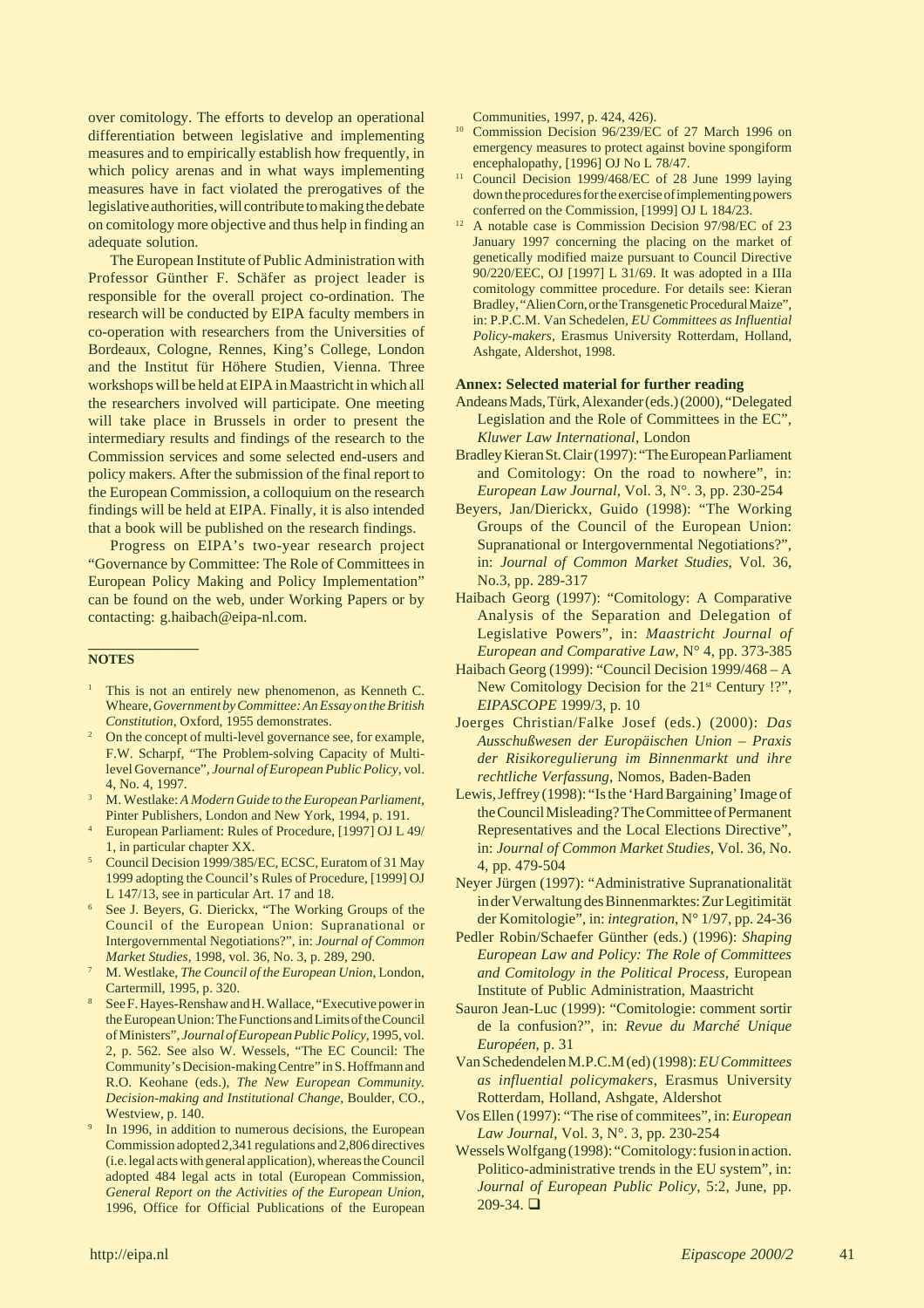over comitology. The efforts to develop an operational differentiation between legislative and implementing measures and to empirically establish how frequently, in which policy arenas and in what ways implementing measures have in fact violated the prerogatives of the legislative authorities, will contribute to making the debate on comitology more objective and thus help in finding an adequate solution.

The European Institute of Public Administration with Professor Günther F. Schäfer as project leader is responsible for the overall project co-ordination. The research will be conducted by EIPA faculty members in co-operation with researchers from the Universities of Bordeaux, Cologne, Rennes, King's College, London and the Institut für Höhere Studien, Vienna. Three workshops will be held at EIPA in Maastricht in which all the researchers involved will participate. One meeting will take place in Brussels in order to present the intermediary results and findings of the research to the Commission services and some selected end-users and policy makers. After the submission of the final report to the European Commission, a colloquium on the research findings will be held at EIPA. Finally, it is also intended that a book will be published on the research findings.

Progress on EIPA's two-year research project "Governance by Committee: The Role of Committees in European Policy Making and Policy Implementation" can be found on the web, under Working Papers or by contacting: g.haibach@eipa-nl.com.

## NOTES

1. This is not an entirely new phenomenon, as Kenneth C. Wheare, *Government by Committee: An Essay on the British Constitution*, Oxford, 1955 demonstrates.
2. On the concept of multi-level governance see, for example, F.W. Scharpf, "The Problem-solving Capacity of Multi-level Governance", *Journal of European Public Policy*, vol. 4, No. 4, 1997.
3. M. Westlake: *A Modern Guide to the European Parliament*, Pinter Publishers, London and New York, 1994, p. 191.
4. European Parliament: Rules of Procedure, [1997] OJ L 49/1, in particular chapter XX.
5. Council Decision 1999/385/EC, ECSC, Euratom of 31 May 1999 adopting the Council's Rules of Procedure, [1999] OJ L 147/13, see in particular Art. 17 and 18.
6. See J. Beyers, G. Dierickx, "The Working Groups of the Council of the European Union: Supranational or Intergovernmental Negotiations?", in: *Journal of Common Market Studies*, 1998, vol. 36, No. 3, p. 289, 290.
7. M. Westlake, *The Council of the European Union*, London, Cartermill, 1995, p. 320.
8. See F. Hayes-Renshaw and H. Wallace, "Executive power in the European Union: The Functions and Limits of the Council of Ministers", *Journal of European Public Policy*, 1995, vol. 2, p. 562. See also W. Wessels, "The EC Council: The Community's Decision-making Centre" in S. Hoffmann and R.O. Keohane (eds.), *The New European Community. Decision-making and Institutional Change*, Boulder, CO., Westview, p. 140.
9. In 1996, in addition to numerous decisions, the European Commission adopted 2,341 regulations and 2,806 directives (i.e. legal acts with general application), whereas the Council adopted 484 legal acts in total (European Commission, *General Report on the Activities of the European Union*, 1996, Office for Official Publications of the European Communities, 1997, p. 424, 426).
10. Commission Decision 96/239/EC of 27 March 1996 on emergency measures to protect against bovine spongiform encephalopathy, [1996] OJ No L 78/47.
11. Council Decision 1999/468/EC of 28 June 1999 laying down the procedures for the exercise of implementing powers conferred on the Commission, [1999] OJ L 184/23.
12. A notable case is Commission Decision 97/98/EC of 23 January 1997 concerning the placing on the market of genetically modified maize pursuant to Council Directive 90/220/EEC, OJ [1997] L 31/69. It was adopted in a IIIa comitology committee procedure. For details see: Kieran Bradley, "Alien Corn, or the Transgenetic Procedural Maize", in: P.P.C.M. Van Schedelen, *EU Committees as Influential Policy-makers*, Erasmus University Rotterdam, Holland, Ashgate, Aldershot, 1998.

**Annex: Selected material for further reading**

Andeans Mads, Türk, Alexander (eds.) (2000), "Delegated Legislation and the Role of Committees in the EC", *Kluwer Law International*, London

Bradley Kieran St. Clair (1997): "The European Parliament and Comitology: On the road to nowhere", in: *European Law Journal*, Vol. 3, N°. 3, pp. 230-254

Beyers, Jan/Dierickx, Guido (1998): "The Working Groups of the Council of the European Union: Supranational or Intergovernmental Negotiations?", in: *Journal of Common Market Studies*, Vol. 36, No.3, pp. 289-317

Haibach Georg (1997): "Comitology: A Comparative Analysis of the Separation and Delegation of Legislative Powers", in: *Maastricht Journal of European and Comparative Law*, N° 4, pp. 373-385

Haibach Georg (1999): "Council Decision 1999/468 – A New Comitology Decision for the 21st Century !?", *EIPASCOPE* 1999/3, p. 10

Joerges Christian/Falke Josef (eds.) (2000): *Das Ausschußwesen der Europäischen Union – Praxis der Risikoregulierung im Binnenmarkt und ihre rechtliche Verfassung*, Nomos, Baden-Baden

Lewis, Jeffrey (1998): "Is the 'Hard Bargaining' Image of the Council Misleading? The Committee of Permanent Representatives and the Local Elections Directive", in: *Journal of Common Market Studies*, Vol. 36, No. 4, pp. 479-504

Neyer Jürgen (1997): "Administrative Supranationalität in der Verwaltung des Binnenmarktes: Zur Legitimität der Komitologie", in: *integration*, N° 1/97, pp. 24-36

Pedler Robin/Schaefer Günther (eds.) (1996): *Shaping European Law and Policy: The Role of Committees and Comitology in the Political Process*, European Institute of Public Administration, Maastricht

Sauron Jean-Luc (1999): "Comitologie: comment sortir de la confusion?", in: *Revue du Marché Unique Européen*, p. 31

Van Schedendelen M.P.C.M (ed) (1998): *EU Committees as influential policymakers*, Erasmus University Rotterdam, Holland, Ashgate, Aldershot

Vos Ellen (1997): "The rise of commitees", in: *European Law Journal*, Vol. 3, N°. 3, pp. 230-254

Wessels Wolfgang (1998): "Comitology: fusion in action. Politico-administrative trends in the EU system", in: *Journal of European Public Policy*, 5:2, June, pp. 209-34. ❑